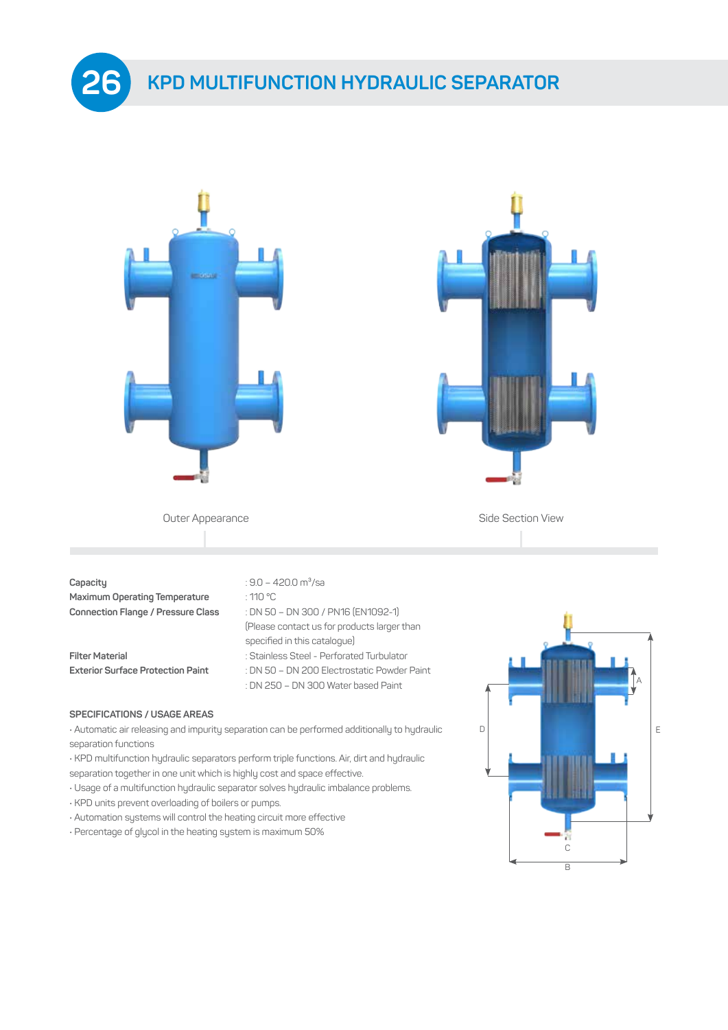# 26 KPD MULTIFUNCTION HYDRAULIC SEPARATOR

Outer Appearance

Side Section View

| | |
|---|---|
| **Capacity** | : 9.0 – 420.0 m³/sa |
| **Maximum Operating Temperature** | : 110 °C |
| **Connection Flange / Pressure Class** | : DN 50 – DN 300 / PN16 (EN1092-1) (Please contact us for products larger than specified in this catalogue) |
| **Filter Material** | : Stainless Steel - Perforated Turbulator |
| **Exterior Surface Protection Paint** | : DN 50 – DN 200 Electrostatic Powder Paint |
| | : DN 250 – DN 300 Water based Paint |

**SPECIFICATIONS / USAGE AREAS**

- Automatic air releasing and impurity separation can be performed additionally to hydraulic separation functions
- KPD multifunction hydraulic separators perform triple functions. Air, dirt and hydraulic separation together in one unit which is highly cost and space effective.
- Usage of a multifunction hydraulic separator solves hydraulic imbalance problems.
- KPD units prevent overloading of boilers or pumps.
- Automation systems will control the heating circuit more effective
- Percentage of glycol in the heating system is maximum 50%

A D E C B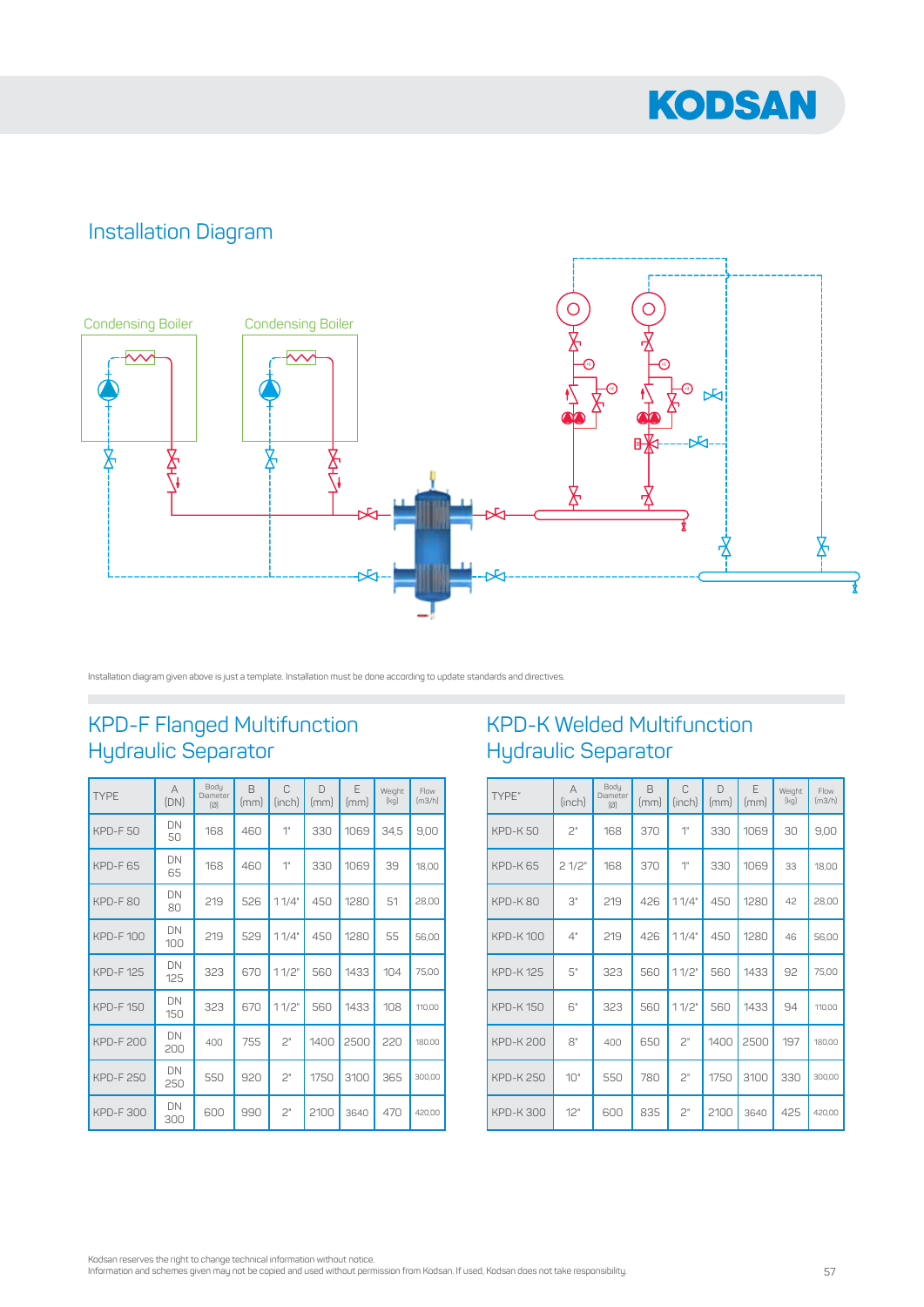## Installation Diagram

Condensing Boiler

Condensing Boiler

Installation diagram given above is just a template. Installation must be done according to update standards and directives.

## KPD-F Flanged Multifunction Hydraulic Separator

| TYPE | A (DN) | Body Diameter (Ø) | B (mm) | C (inch) | D (mm) | E (mm) | Weight (kg) | Flow (m3/h) |
|---|---|---|---|---|---|---|---|---|
| KPD-F 50 | DN 50 | 168 | 460 | 1" | 330 | 1069 | 34,5 | 9,00 |
| KPD-F 65 | DN 65 | 168 | 460 | 1" | 330 | 1069 | 39 | 18,00 |
| KPD-F 80 | DN 80 | 219 | 526 | 1 1/4" | 450 | 1280 | 51 | 28,00 |
| KPD-F 100 | DN 100 | 219 | 529 | 1 1/4" | 450 | 1280 | 55 | 56,00 |
| KPD-F 125 | DN 125 | 323 | 670 | 1 1/2" | 560 | 1433 | 104 | 75,00 |
| KPD-F 150 | DN 150 | 323 | 670 | 1 1/2" | 560 | 1433 | 108 | 110,00 |
| KPD-F 200 | DN 200 | 400 | 755 | 2" | 1400 | 2500 | 220 | 180,00 |
| KPD-F 250 | DN 250 | 550 | 920 | 2" | 1750 | 3100 | 365 | 300,00 |
| KPD-F 300 | DN 300 | 600 | 990 | 2" | 2100 | 3640 | 470 | 420,00 |

## KPD-K Welded Multifunction Hydraulic Separator

| TYPE" | A (inch) | Body Diameter (Ø) | B (mm) | C (inch) | D (mm) | E (mm) | Weight (kg) | Flow (m3/h) |
|---|---|---|---|---|---|---|---|---|
| KPD-K 50 | 2" | 168 | 370 | 1" | 330 | 1069 | 30 | 9,00 |
| KPD-K 65 | 2 1/2" | 168 | 370 | 1" | 330 | 1069 | 33 | 18,00 |
| KPD-K 80 | 3" | 219 | 426 | 1 1/4" | 450 | 1280 | 42 | 28,00 |
| KPD-K 100 | 4" | 219 | 426 | 1 1/4" | 450 | 1280 | 46 | 56,00 |
| KPD-K 125 | 5" | 323 | 560 | 1 1/2" | 560 | 1433 | 92 | 75,00 |
| KPD-K 150 | 6" | 323 | 560 | 1 1/2" | 560 | 1433 | 94 | 110,00 |
| KPD-K 200 | 8" | 400 | 650 | 2" | 1400 | 2500 | 197 | 180,00 |
| KPD-K 250 | 10" | 550 | 780 | 2" | 1750 | 3100 | 330 | 300,00 |
| KPD-K 300 | 12" | 600 | 835 | 2" | 2100 | 3640 | 425 | 420,00 |

Kodsan reserves the right to change technical information without notice.
Information and schemes given may not be copied and used without permission from Kodsan. If used, Kodsan does not take responsibility.